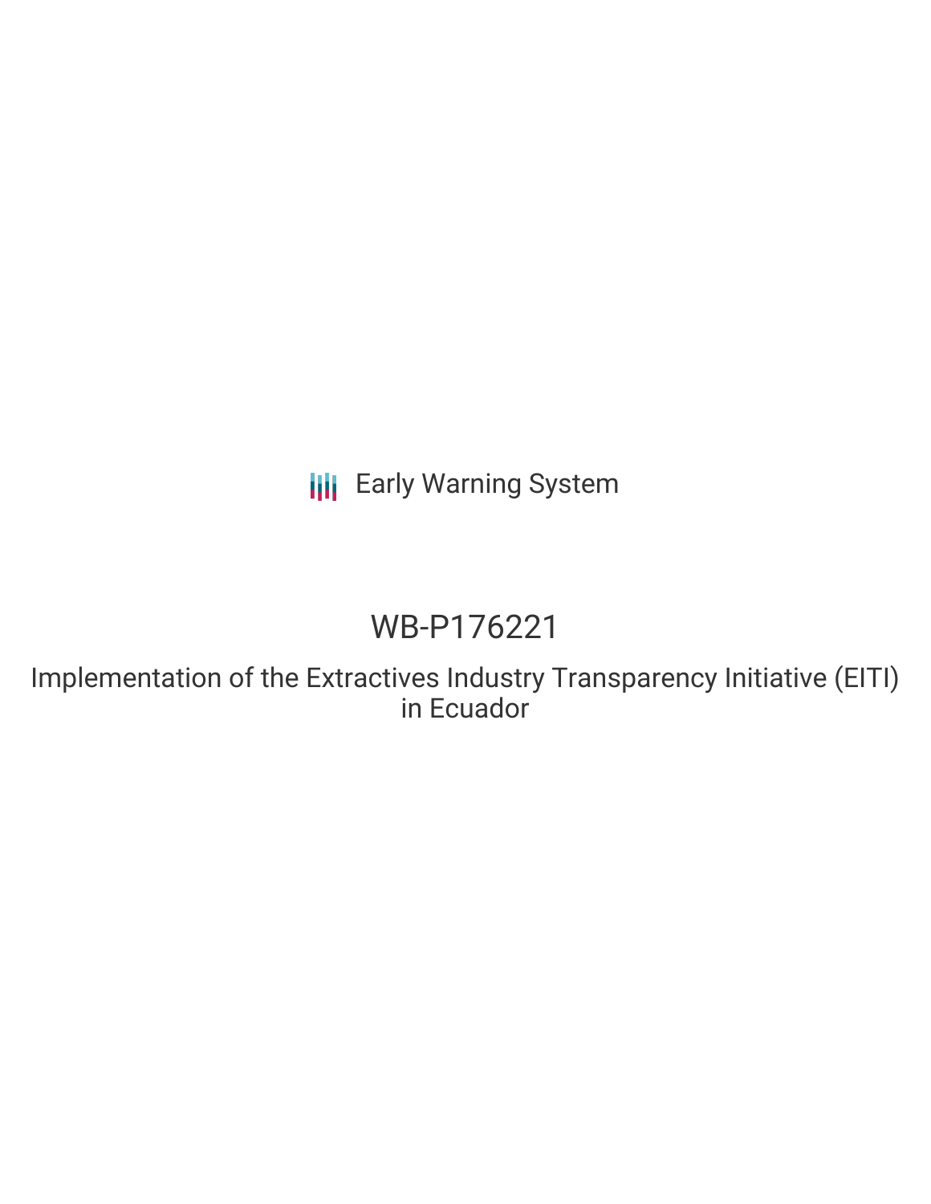Early Warning System

# WB-P176221

## Implementation of the Extractives Industry Transparency Initiative (EITI) in Ecuador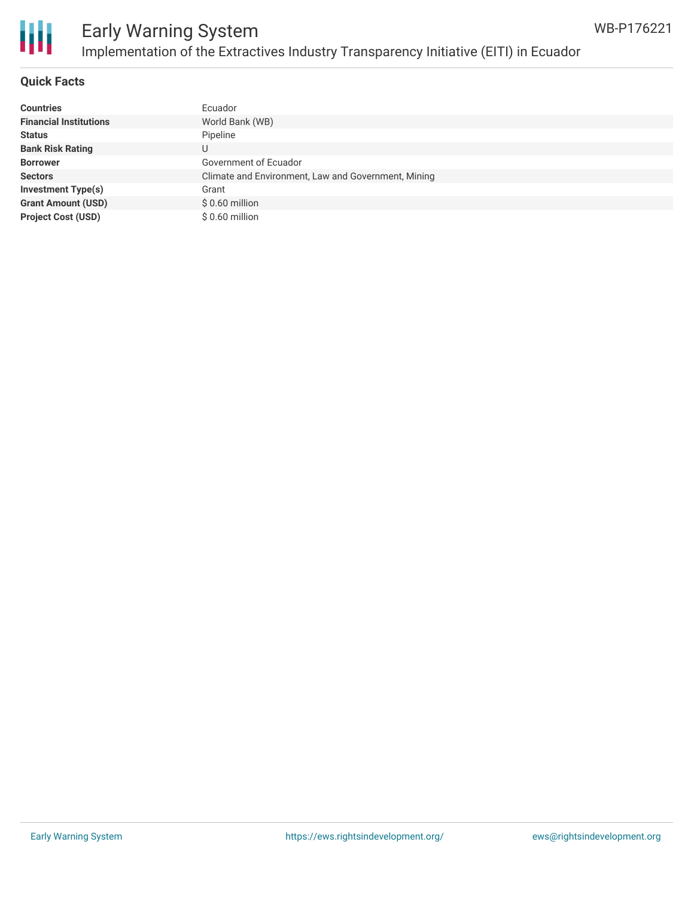# Early Warning System

## Implementation of the Extractives Industry Transparency Initiative (EITI) in Ecuador

WB-P176221

### Quick Facts

| | |
|---|---|
| **Countries** | Ecuador |
| **Financial Institutions** | World Bank (WB) |
| **Status** | Pipeline |
| **Bank Risk Rating** | U |
| **Borrower** | Government of Ecuador |
| **Sectors** | Climate and Environment, Law and Government, Mining |
| **Investment Type(s)** | Grant |
| **Grant Amount (USD)** | $ 0.60 million |
| **Project Cost (USD)** | $ 0.60 million |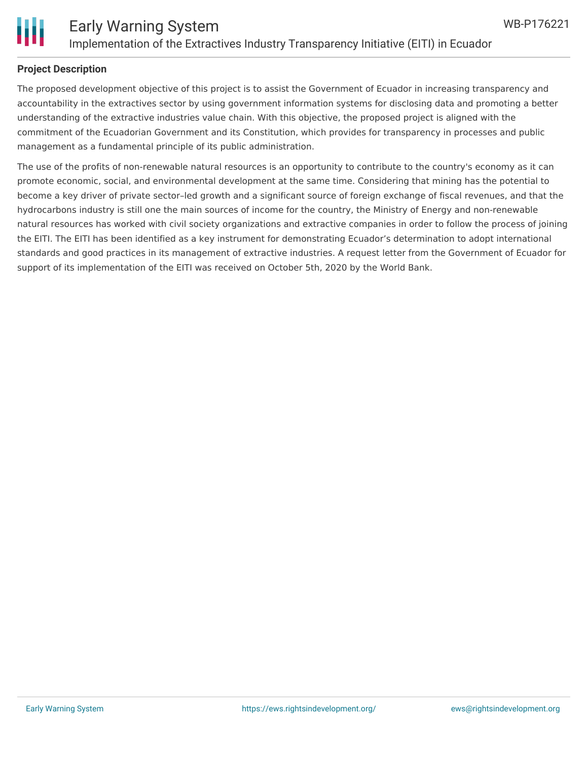## Project Description

The proposed development objective of this project is to assist the Government of Ecuador in increasing transparency and accountability in the extractives sector by using government information systems for disclosing data and promoting a better understanding of the extractive industries value chain. With this objective, the proposed project is aligned with the commitment of the Ecuadorian Government and its Constitution, which provides for transparency in processes and public management as a fundamental principle of its public administration.

The use of the profits of non-renewable natural resources is an opportunity to contribute to the country's economy as it can promote economic, social, and environmental development at the same time. Considering that mining has the potential to become a key driver of private sector–led growth and a significant source of foreign exchange of fiscal revenues, and that the hydrocarbons industry is still one the main sources of income for the country, the Ministry of Energy and non-renewable natural resources has worked with civil society organizations and extractive companies in order to follow the process of joining the EITI. The EITI has been identified as a key instrument for demonstrating Ecuador's determination to adopt international standards and good practices in its management of extractive industries. A request letter from the Government of Ecuador for support of its implementation of the EITI was received on October 5th, 2020 by the World Bank.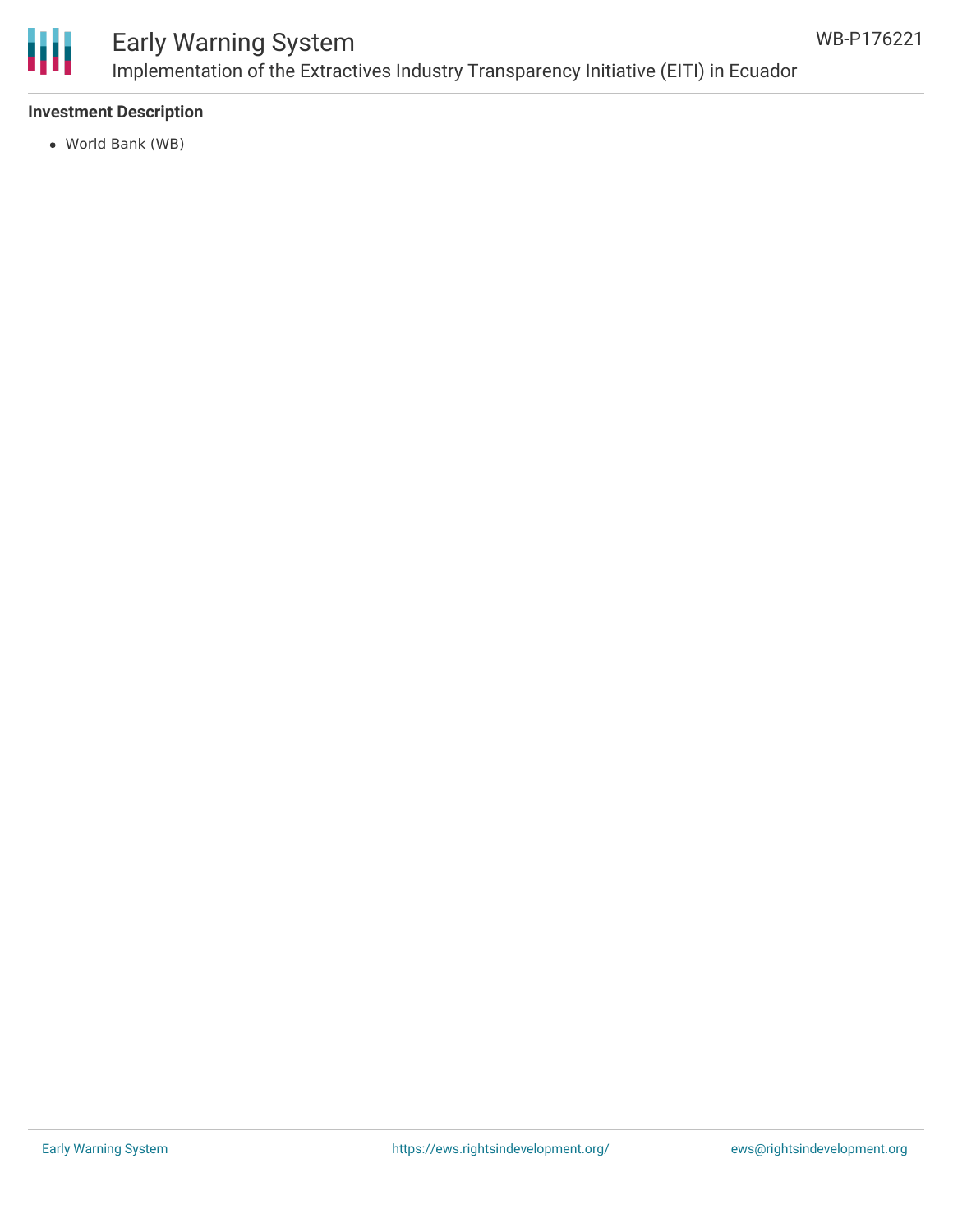**Investment Description**

- World Bank (WB)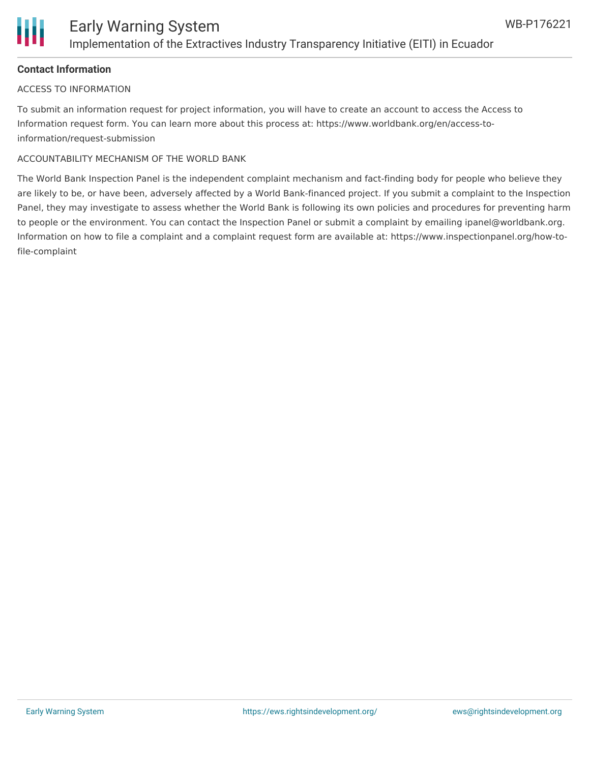**Contact Information**

ACCESS TO INFORMATION

To submit an information request for project information, you will have to create an account to access the Access to Information request form. You can learn more about this process at: https://www.worldbank.org/en/access-to-information/request-submission

ACCOUNTABILITY MECHANISM OF THE WORLD BANK

The World Bank Inspection Panel is the independent complaint mechanism and fact-finding body for people who believe they are likely to be, or have been, adversely affected by a World Bank-financed project. If you submit a complaint to the Inspection Panel, they may investigate to assess whether the World Bank is following its own policies and procedures for preventing harm to people or the environment. You can contact the Inspection Panel or submit a complaint by emailing ipanel@worldbank.org. Information on how to file a complaint and a complaint request form are available at: https://www.inspectionpanel.org/how-to-file-complaint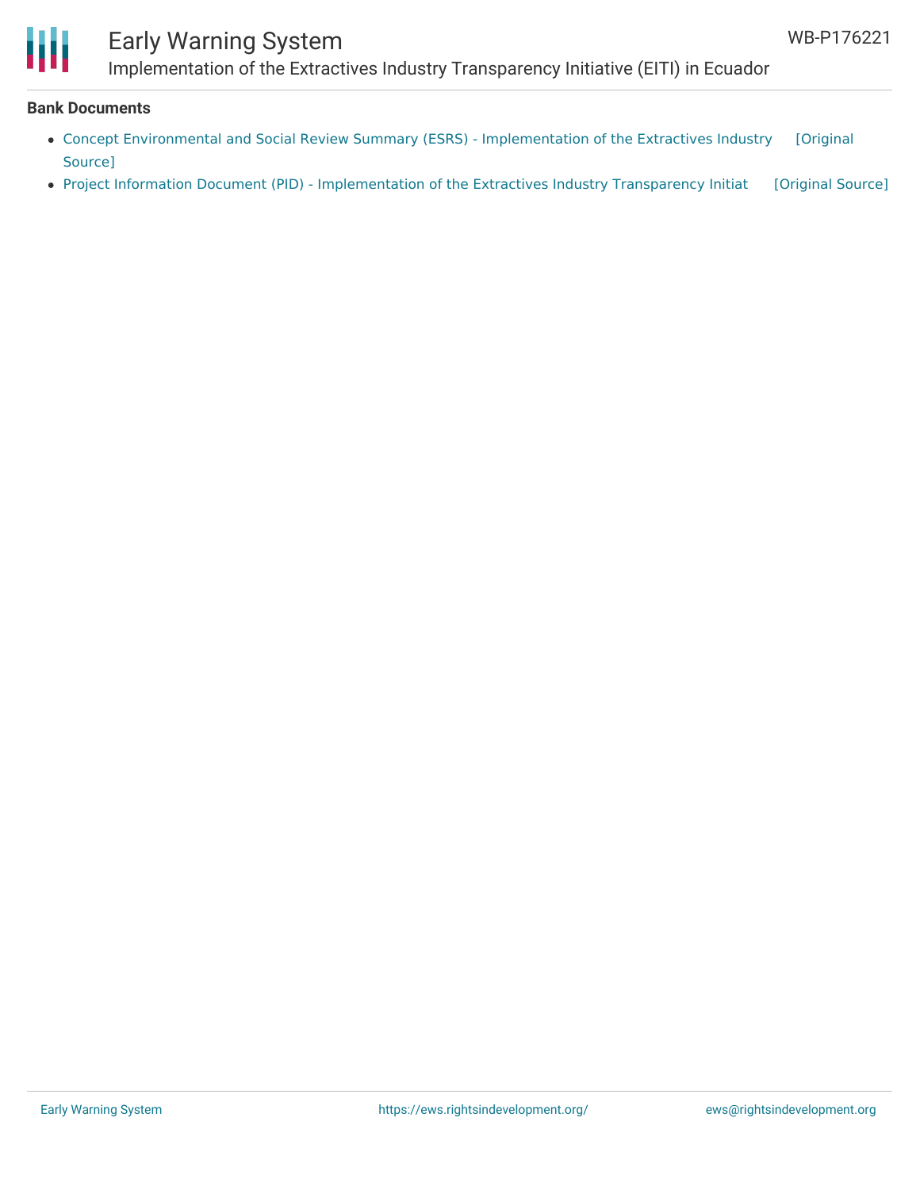**Bank Documents**

- Concept Environmental and Social Review Summary (ESRS) - Implementation of the Extractives Industry [Original Source]
- Project Information Document (PID) - Implementation of the Extractives Industry Transparency Initiat [Original Source]